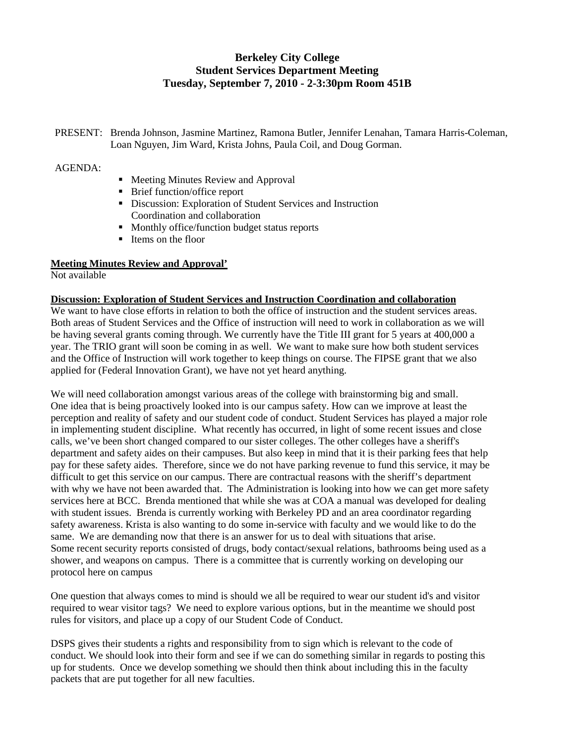# Berkeley City College
## Student Services Department Meeting
### Tuesday, September 7, 2010 - 2-3:30pm Room 451B

PRESENT: Brenda Johnson, Jasmine Martinez, Ramona Butler, Jennifer Lenahan, Tamara Harris-Coleman, Loan Nguyen, Jim Ward, Krista Johns, Paula Coil, and Doug Gorman.

AGENDA:

- Meeting Minutes Review and Approval
- Brief function/office report
- Discussion: Exploration of Student Services and Instruction Coordination and collaboration
- Monthly office/function budget status reports
- Items on the floor

**<u>Meeting Minutes Review and Approval'</u>**
Not available

**<u>Discussion: Exploration of Student Services and Instruction Coordination and collaboration</u>**
We want to have close efforts in relation to both the office of instruction and the student services areas. Both areas of Student Services and the Office of instruction will need to work in collaboration as we will be having several grants coming through. We currently have the Title III grant for 5 years at 400,000 a year. The TRIO grant will soon be coming in as well. We want to make sure how both student services and the Office of Instruction will work together to keep things on course. The FIPSE grant that we also applied for (Federal Innovation Grant), we have not yet heard anything.

We will need collaboration amongst various areas of the college with brainstorming big and small. One idea that is being proactively looked into is our campus safety. How can we improve at least the perception and reality of safety and our student code of conduct. Student Services has played a major role in implementing student discipline. What recently has occurred, in light of some recent issues and close calls, we've been short changed compared to our sister colleges. The other colleges have a sheriff's department and safety aides on their campuses. But also keep in mind that it is their parking fees that help pay for these safety aides. Therefore, since we do not have parking revenue to fund this service, it may be difficult to get this service on our campus. There are contractual reasons with the sheriff's department with why we have not been awarded that. The Administration is looking into how we can get more safety services here at BCC. Brenda mentioned that while she was at COA a manual was developed for dealing with student issues. Brenda is currently working with Berkeley PD and an area coordinator regarding safety awareness. Krista is also wanting to do some in-service with faculty and we would like to do the same. We are demanding now that there is an answer for us to deal with situations that arise. Some recent security reports consisted of drugs, body contact/sexual relations, bathrooms being used as a shower, and weapons on campus. There is a committee that is currently working on developing our protocol here on campus

One question that always comes to mind is should we all be required to wear our student id's and visitor required to wear visitor tags? We need to explore various options, but in the meantime we should post rules for visitors, and place up a copy of our Student Code of Conduct.

DSPS gives their students a rights and responsibility from to sign which is relevant to the code of conduct. We should look into their form and see if we can do something similar in regards to posting this up for students. Once we develop something we should then think about including this in the faculty packets that are put together for all new faculties.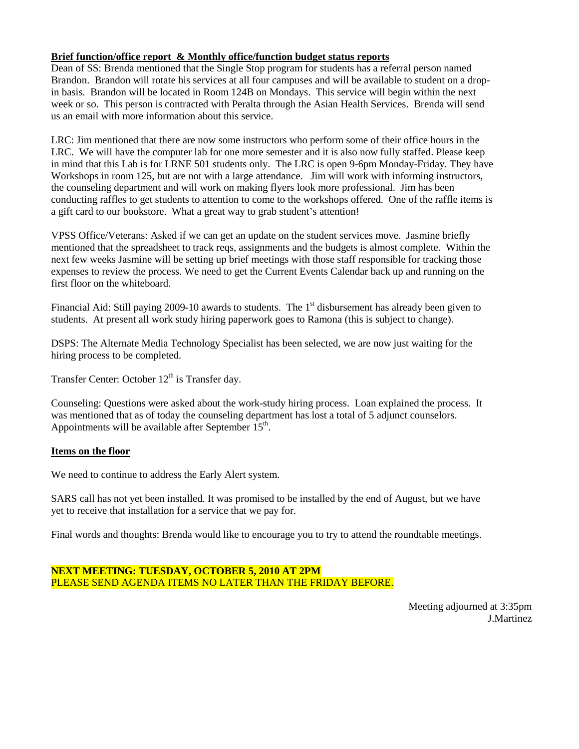**Brief function/office report & Monthly office/function budget status reports**

Dean of SS: Brenda mentioned that the Single Stop program for students has a referral person named Brandon. Brandon will rotate his services at all four campuses and will be available to student on a drop-in basis. Brandon will be located in Room 124B on Mondays. This service will begin within the next week or so. This person is contracted with Peralta through the Asian Health Services. Brenda will send us an email with more information about this service.

LRC: Jim mentioned that there are now some instructors who perform some of their office hours in the LRC. We will have the computer lab for one more semester and it is also now fully staffed. Please keep in mind that this Lab is for LRNE 501 students only. The LRC is open 9-6pm Monday-Friday. They have Workshops in room 125, but are not with a large attendance. Jim will work with informing instructors, the counseling department and will work on making flyers look more professional. Jim has been conducting raffles to get students to attention to come to the workshops offered. One of the raffle items is a gift card to our bookstore. What a great way to grab student's attention!

VPSS Office/Veterans: Asked if we can get an update on the student services move. Jasmine briefly mentioned that the spreadsheet to track reqs, assignments and the budgets is almost complete. Within the next few weeks Jasmine will be setting up brief meetings with those staff responsible for tracking those expenses to review the process. We need to get the Current Events Calendar back up and running on the first floor on the whiteboard.

Financial Aid: Still paying 2009-10 awards to students. The 1st disbursement has already been given to students. At present all work study hiring paperwork goes to Ramona (this is subject to change).

DSPS: The Alternate Media Technology Specialist has been selected, we are now just waiting for the hiring process to be completed.

Transfer Center: October 12th is Transfer day.

Counseling: Questions were asked about the work-study hiring process. Loan explained the process. It was mentioned that as of today the counseling department has lost a total of 5 adjunct counselors. Appointments will be available after September 15th.

**Items on the floor**

We need to continue to address the Early Alert system.

SARS call has not yet been installed. It was promised to be installed by the end of August, but we have yet to receive that installation for a service that we pay for.

Final words and thoughts: Brenda would like to encourage you to try to attend the roundtable meetings.

**NEXT MEETING: TUESDAY, OCTOBER 5, 2010 AT 2PM**
PLEASE SEND AGENDA ITEMS NO LATER THAN THE FRIDAY BEFORE.

Meeting adjourned at 3:35pm
J.Martinez